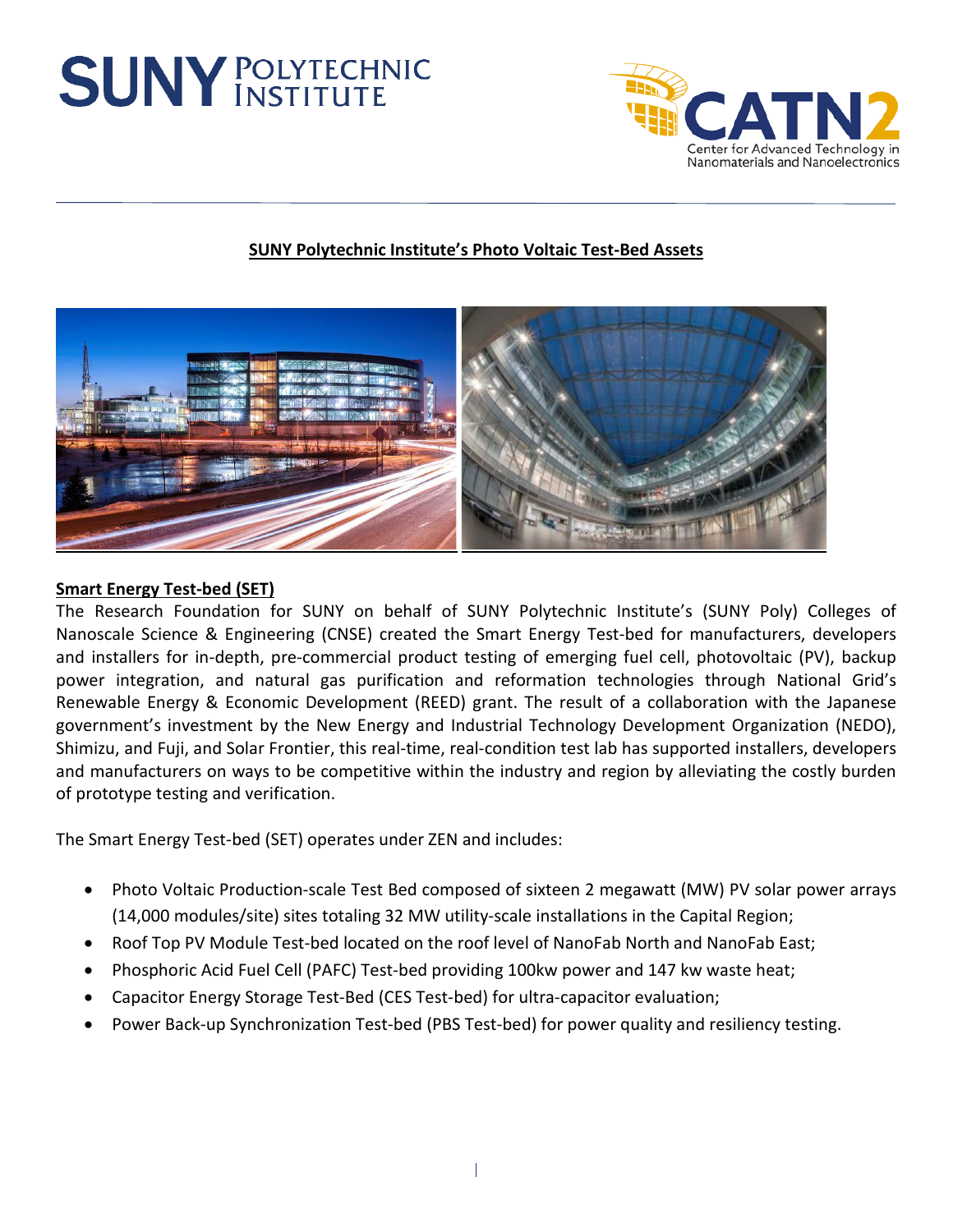# SUNY Polytechnic Institute

CATN2 — Center for Advanced Technology in Nanomaterials and Nanoelectronics

## SUNY Polytechnic Institute's Photo Voltaic Test-Bed Assets

### Smart Energy Test-bed (SET)

The Research Foundation for SUNY on behalf of SUNY Polytechnic Institute's (SUNY Poly) Colleges of Nanoscale Science & Engineering (CNSE) created the Smart Energy Test-bed for manufacturers, developers and installers for in-depth, pre-commercial product testing of emerging fuel cell, photovoltaic (PV), backup power integration, and natural gas purification and reformation technologies through National Grid's Renewable Energy & Economic Development (REED) grant. The result of a collaboration with the Japanese government's investment by the New Energy and Industrial Technology Development Organization (NEDO), Shimizu, and Fuji, and Solar Frontier, this real-time, real-condition test lab has supported installers, developers and manufacturers on ways to be competitive within the industry and region by alleviating the costly burden of prototype testing and verification.

The Smart Energy Test-bed (SET) operates under ZEN and includes:

- Photo Voltaic Production-scale Test Bed composed of sixteen 2 megawatt (MW) PV solar power arrays (14,000 modules/site) sites totaling 32 MW utility-scale installations in the Capital Region;
- Roof Top PV Module Test-bed located on the roof level of NanoFab North and NanoFab East;
- Phosphoric Acid Fuel Cell (PAFC) Test-bed providing 100kw power and 147 kw waste heat;
- Capacitor Energy Storage Test-Bed (CES Test-bed) for ultra-capacitor evaluation;
- Power Back-up Synchronization Test-bed (PBS Test-bed) for power quality and resiliency testing.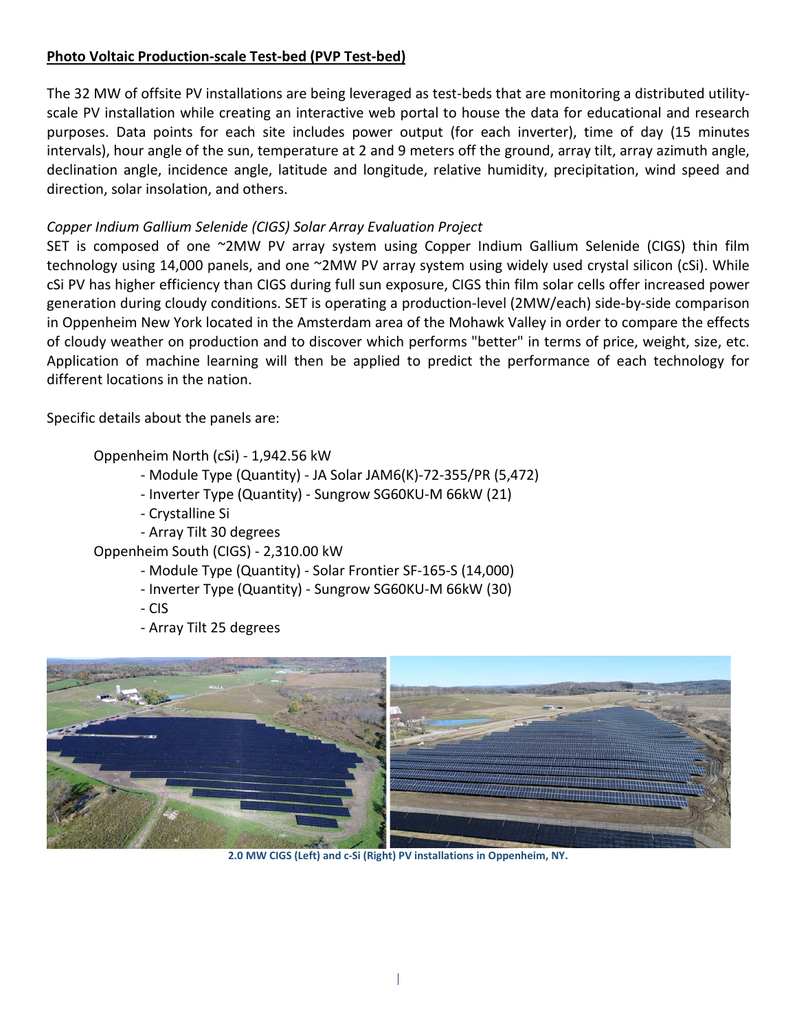**Photo Voltaic Production-scale Test-bed (PVP Test-bed)**

The 32 MW of offsite PV installations are being leveraged as test-beds that are monitoring a distributed utility-scale PV installation while creating an interactive web portal to house the data for educational and research purposes. Data points for each site includes power output (for each inverter), time of day (15 minutes intervals), hour angle of the sun, temperature at 2 and 9 meters off the ground, array tilt, array azimuth angle, declination angle, incidence angle, latitude and longitude, relative humidity, precipitation, wind speed and direction, solar insolation, and others.

*Copper Indium Gallium Selenide (CIGS) Solar Array Evaluation Project*

SET is composed of one ~2MW PV array system using Copper Indium Gallium Selenide (CIGS) thin film technology using 14,000 panels, and one ~2MW PV array system using widely used crystal silicon (cSi). While cSi PV has higher efficiency than CIGS during full sun exposure, CIGS thin film solar cells offer increased power generation during cloudy conditions. SET is operating a production-level (2MW/each) side-by-side comparison in Oppenheim New York located in the Amsterdam area of the Mohawk Valley in order to compare the effects of cloudy weather on production and to discover which performs "better" in terms of price, weight, size, etc. Application of machine learning will then be applied to predict the performance of each technology for different locations in the nation.

Specific details about the panels are:

Oppenheim North (cSi) - 1,942.56 kW
- Module Type (Quantity) - JA Solar JAM6(K)-72-355/PR (5,472)
- Inverter Type (Quantity) - Sungrow SG60KU-M 66kW (21)
- Crystalline Si
- Array Tilt 30 degrees

Oppenheim South (CIGS) - 2,310.00 kW
- Module Type (Quantity) - Solar Frontier SF-165-S (14,000)
- Inverter Type (Quantity) - Sungrow SG60KU-M 66kW (30)
- CIS
- Array Tilt 25 degrees

2.0 MW CIGS (Left) and c-Si (Right) PV installations in Oppenheim, NY.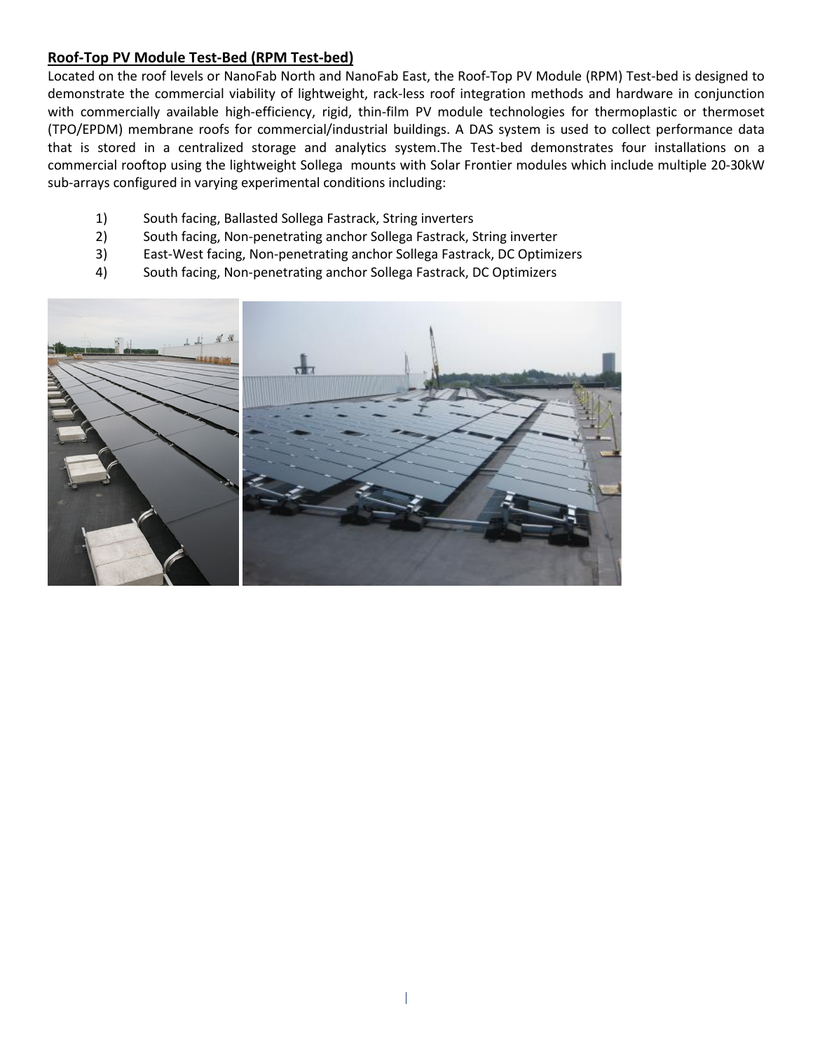**Roof-Top PV Module Test-Bed (RPM Test-bed)**

Located on the roof levels or NanoFab North and NanoFab East, the Roof-Top PV Module (RPM) Test-bed is designed to demonstrate the commercial viability of lightweight, rack-less roof integration methods and hardware in conjunction with commercially available high-efficiency, rigid, thin-film PV module technologies for thermoplastic or thermoset (TPO/EPDM) membrane roofs for commercial/industrial buildings. A DAS system is used to collect performance data that is stored in a centralized storage and analytics system.The Test-bed demonstrates four installations on a commercial rooftop using the lightweight Sollega mounts with Solar Frontier modules which include multiple 20-30kW sub-arrays configured in varying experimental conditions including:

1) South facing, Ballasted Sollega Fastrack, String inverters
2) South facing, Non-penetrating anchor Sollega Fastrack, String inverter
3) East-West facing, Non-penetrating anchor Sollega Fastrack, DC Optimizers
4) South facing, Non-penetrating anchor Sollega Fastrack, DC Optimizers